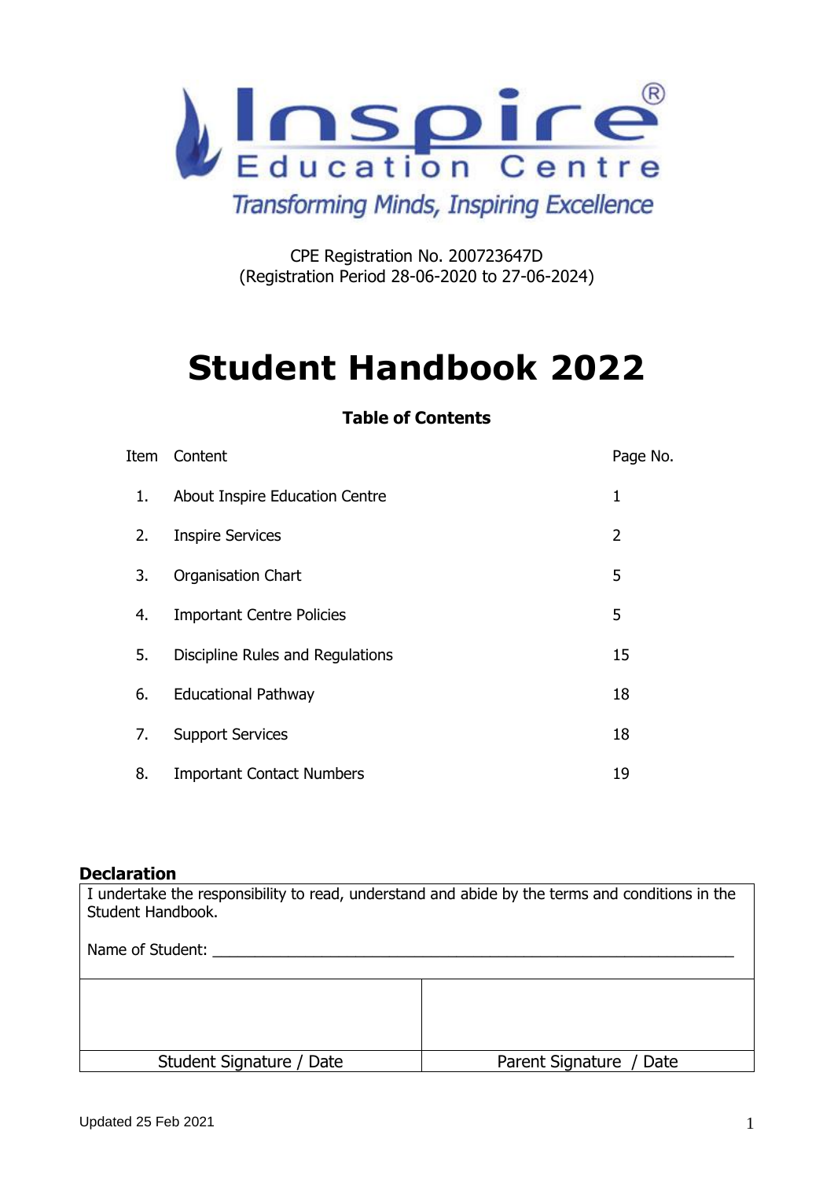Inspire® Education Centre

*Transforming Minds, Inspiring Excellence*

CPE Registration No. 200723647D
(Registration Period 28-06-2020 to 27-06-2024)

# Student Handbook 2022

**Table of Contents**

| Item | Content | Page No. |
|---|---|---|
| 1. | About Inspire Education Centre | 1 |
| 2. | Inspire Services | 2 |
| 3. | Organisation Chart | 5 |
| 4. | Important Centre Policies | 5 |
| 5. | Discipline Rules and Regulations | 15 |
| 6. | Educational Pathway | 18 |
| 7. | Support Services | 18 |
| 8. | Important Contact Numbers | 19 |

**Declaration**

I undertake the responsibility to read, understand and abide by the terms and conditions in the Student Handbook.

Name of Student: \_\_\_\_\_\_\_\_\_\_\_\_\_\_\_\_\_\_\_\_\_\_\_\_\_\_\_\_\_\_\_\_\_\_\_\_\_\_\_\_\_\_\_\_\_\_\_\_\_\_\_\_\_\_\_\_

| | |
|---|---|
| | |
| Student Signature / Date | Parent Signature / Date |

Updated 25 Feb 2021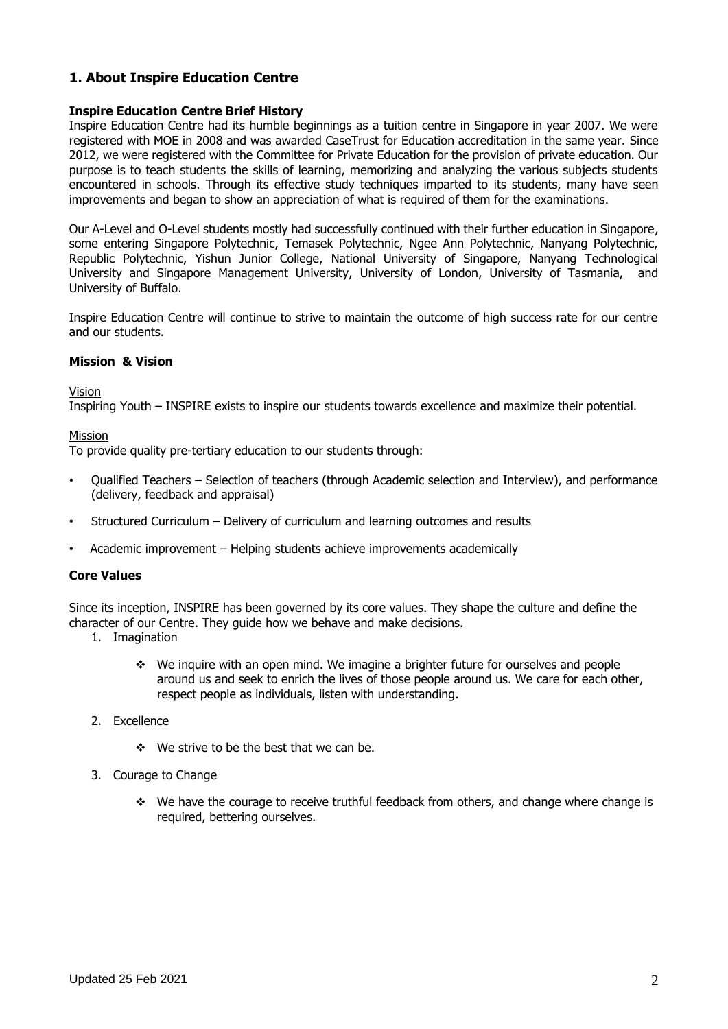## 1. About Inspire Education Centre

**Inspire Education Centre Brief History**

Inspire Education Centre had its humble beginnings as a tuition centre in Singapore in year 2007. We were registered with MOE in 2008 and was awarded CaseTrust for Education accreditation in the same year. Since 2012, we were registered with the Committee for Private Education for the provision of private education. Our purpose is to teach students the skills of learning, memorizing and analyzing the various subjects students encountered in schools. Through its effective study techniques imparted to its students, many have seen improvements and began to show an appreciation of what is required of them for the examinations.

Our A-Level and O-Level students mostly had successfully continued with their further education in Singapore, some entering Singapore Polytechnic, Temasek Polytechnic, Ngee Ann Polytechnic, Nanyang Polytechnic, Republic Polytechnic, Yishun Junior College, National University of Singapore, Nanyang Technological University and Singapore Management University, University of London, University of Tasmania, and University of Buffalo.

Inspire Education Centre will continue to strive to maintain the outcome of high success rate for our centre and our students.

### Mission & Vision

Vision

Inspiring Youth – INSPIRE exists to inspire our students towards excellence and maximize their potential.

Mission

To provide quality pre-tertiary education to our students through:

- Qualified Teachers – Selection of teachers (through Academic selection and Interview), and performance (delivery, feedback and appraisal)
- Structured Curriculum – Delivery of curriculum and learning outcomes and results
- Academic improvement – Helping students achieve improvements academically

### Core Values

Since its inception, INSPIRE has been governed by its core values. They shape the culture and define the character of our Centre. They guide how we behave and make decisions.

1. Imagination
   - We inquire with an open mind. We imagine a brighter future for ourselves and people around us and seek to enrich the lives of those people around us. We care for each other, respect people as individuals, listen with understanding.
2. Excellence
   - We strive to be the best that we can be.
3. Courage to Change
   - We have the courage to receive truthful feedback from others, and change where change is required, bettering ourselves.

Updated 25 Feb 2021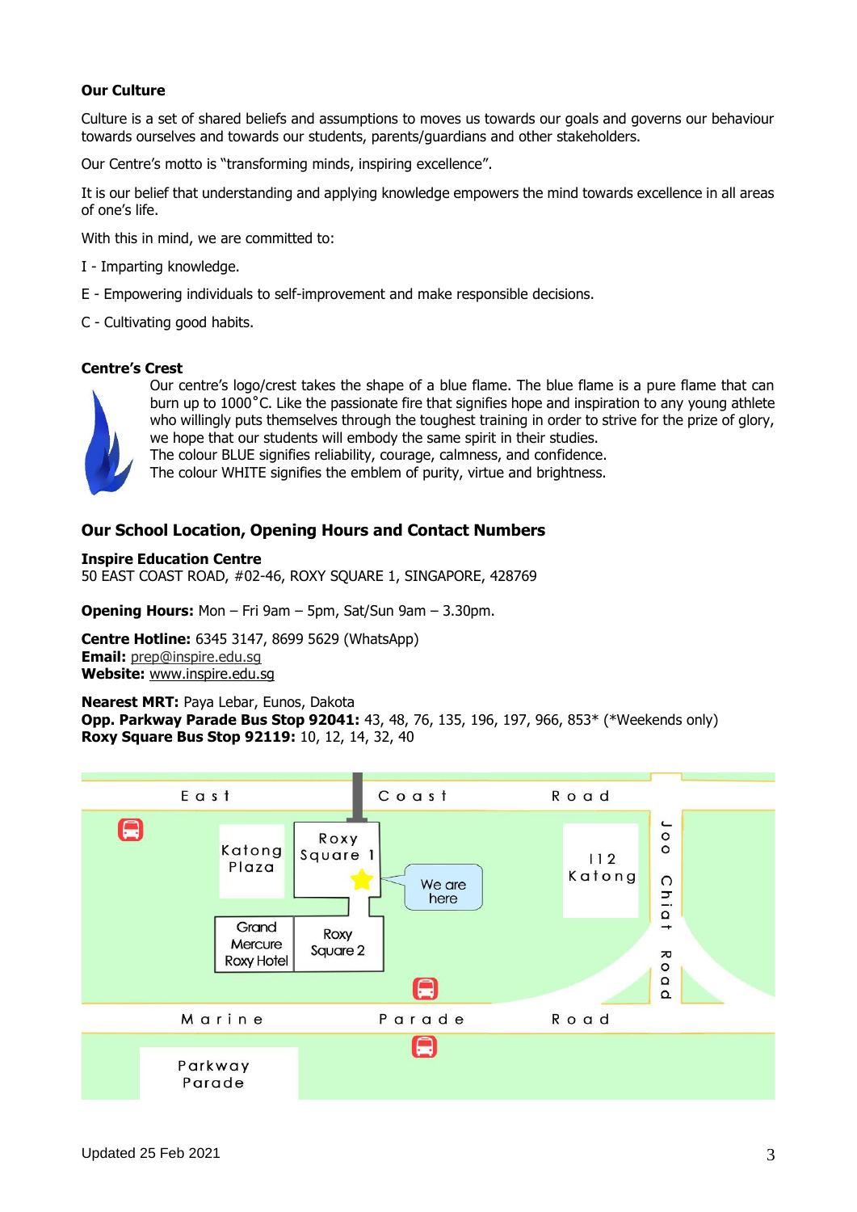**Our Culture**

Culture is a set of shared beliefs and assumptions to moves us towards our goals and governs our behaviour towards ourselves and towards our students, parents/guardians and other stakeholders.

Our Centre's motto is "transforming minds, inspiring excellence".

It is our belief that understanding and applying knowledge empowers the mind towards excellence in all areas of one's life.

With this in mind, we are committed to:

I - Imparting knowledge.

E - Empowering individuals to self-improvement and make responsible decisions.

C - Cultivating good habits.

**Centre's Crest**

Our centre's logo/crest takes the shape of a blue flame. The blue flame is a pure flame that can burn up to 1000˚C. Like the passionate fire that signifies hope and inspiration to any young athlete who willingly puts themselves through the toughest training in order to strive for the prize of glory, we hope that our students will embody the same spirit in their studies.
The colour BLUE signifies reliability, courage, calmness, and confidence.
The colour WHITE signifies the emblem of purity, virtue and brightness.

## Our School Location, Opening Hours and Contact Numbers

**Inspire Education Centre**
50 EAST COAST ROAD, #02-46, ROXY SQUARE 1, SINGAPORE, 428769

**Opening Hours:** Mon – Fri 9am – 5pm, Sat/Sun 9am – 3.30pm.

**Centre Hotline:** 6345 3147, 8699 5629 (WhatsApp)
**Email:** prep@inspire.edu.sg
**Website:** www.inspire.edu.sg

**Nearest MRT:** Paya Lebar, Eunos, Dakota
**Opp. Parkway Parade Bus Stop 92041:** 43, 48, 76, 135, 196, 197, 966, 853* (*Weekends only)
**Roxy Square Bus Stop 92119:** 10, 12, 14, 32, 40

Updated 25 Feb 2021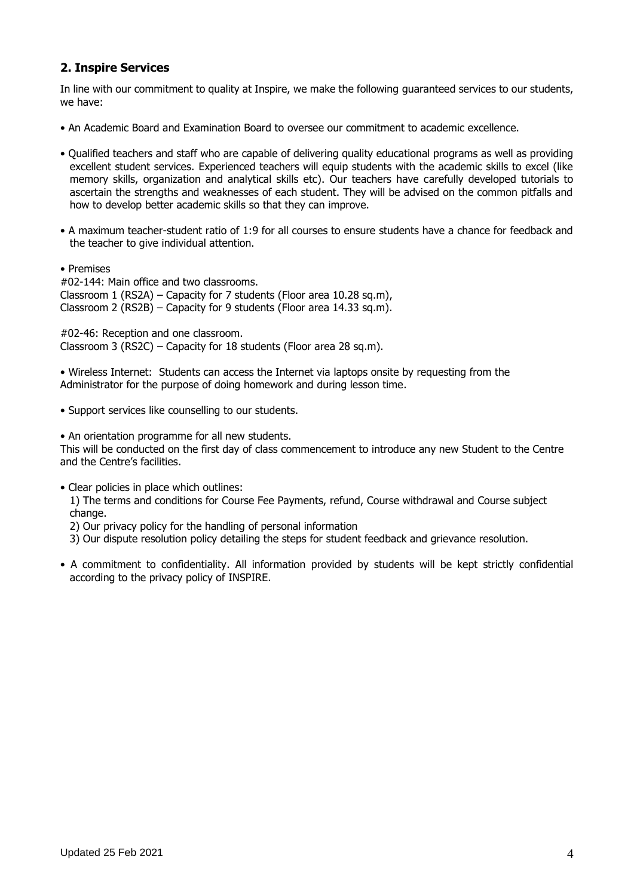## 2. Inspire Services

In line with our commitment to quality at Inspire, we make the following guaranteed services to our students, we have:

- An Academic Board and Examination Board to oversee our commitment to academic excellence.

- Qualified teachers and staff who are capable of delivering quality educational programs as well as providing excellent student services. Experienced teachers will equip students with the academic skills to excel (like memory skills, organization and analytical skills etc). Our teachers have carefully developed tutorials to ascertain the strengths and weaknesses of each student. They will be advised on the common pitfalls and how to develop better academic skills so that they can improve.

- A maximum teacher-student ratio of 1:9 for all courses to ensure students have a chance for feedback and the teacher to give individual attention.

- Premises

#02-144: Main office and two classrooms.
Classroom 1 (RS2A) – Capacity for 7 students (Floor area 10.28 sq.m),
Classroom 2 (RS2B) – Capacity for 9 students (Floor area 14.33 sq.m).

#02-46: Reception and one classroom.
Classroom 3 (RS2C) – Capacity for 18 students (Floor area 28 sq.m).

- Wireless Internet: Students can access the Internet via laptops onsite by requesting from the Administrator for the purpose of doing homework and during lesson time.

- Support services like counselling to our students.

- An orientation programme for all new students.

This will be conducted on the first day of class commencement to introduce any new Student to the Centre and the Centre's facilities.

- Clear policies in place which outlines:
  1) The terms and conditions for Course Fee Payments, refund, Course withdrawal and Course subject change.
  2) Our privacy policy for the handling of personal information
  3) Our dispute resolution policy detailing the steps for student feedback and grievance resolution.

- A commitment to confidentiality. All information provided by students will be kept strictly confidential according to the privacy policy of INSPIRE.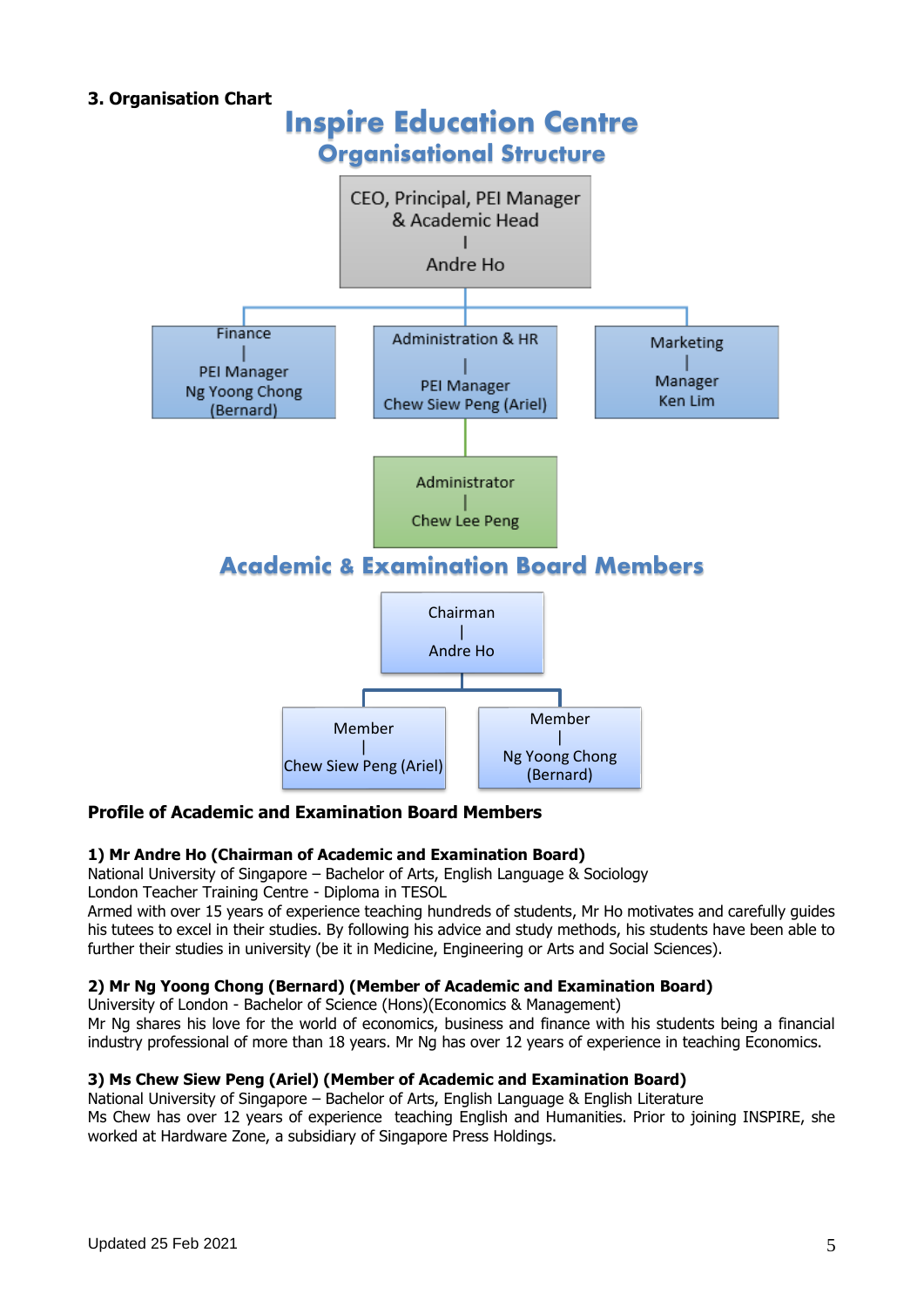### 3. Organisation Chart

## Inspire Education Centre
### Organisational Structure

CEO, Principal, PEI Manager & Academic Head
|
Andre Ho

- Finance | PEI Manager Ng Yoong Chong (Bernard)
- Administration & HR | PEI Manager Chew Siew Peng (Ariel)
  - Administrator | Chew Lee Peng
- Marketing | Manager Ken Lim

### Academic & Examination Board Members

Chairman
|
Andre Ho

- Member | Chew Siew Peng (Ariel)
- Member | Ng Yoong Chong (Bernard)

### Profile of Academic and Examination Board Members

**1) Mr Andre Ho (Chairman of Academic and Examination Board)**
National University of Singapore – Bachelor of Arts, English Language & Sociology
London Teacher Training Centre - Diploma in TESOL
Armed with over 15 years of experience teaching hundreds of students, Mr Ho motivates and carefully guides his tutees to excel in their studies. By following his advice and study methods, his students have been able to further their studies in university (be it in Medicine, Engineering or Arts and Social Sciences).

**2) Mr Ng Yoong Chong (Bernard) (Member of Academic and Examination Board)**
University of London - Bachelor of Science (Hons)(Economics & Management)
Mr Ng shares his love for the world of economics, business and finance with his students being a financial industry professional of more than 18 years. Mr Ng has over 12 years of experience in teaching Economics.

**3) Ms Chew Siew Peng (Ariel) (Member of Academic and Examination Board)**
National University of Singapore – Bachelor of Arts, English Language & English Literature
Ms Chew has over 12 years of experience teaching English and Humanities. Prior to joining INSPIRE, she worked at Hardware Zone, a subsidiary of Singapore Press Holdings.

Updated 25 Feb 2021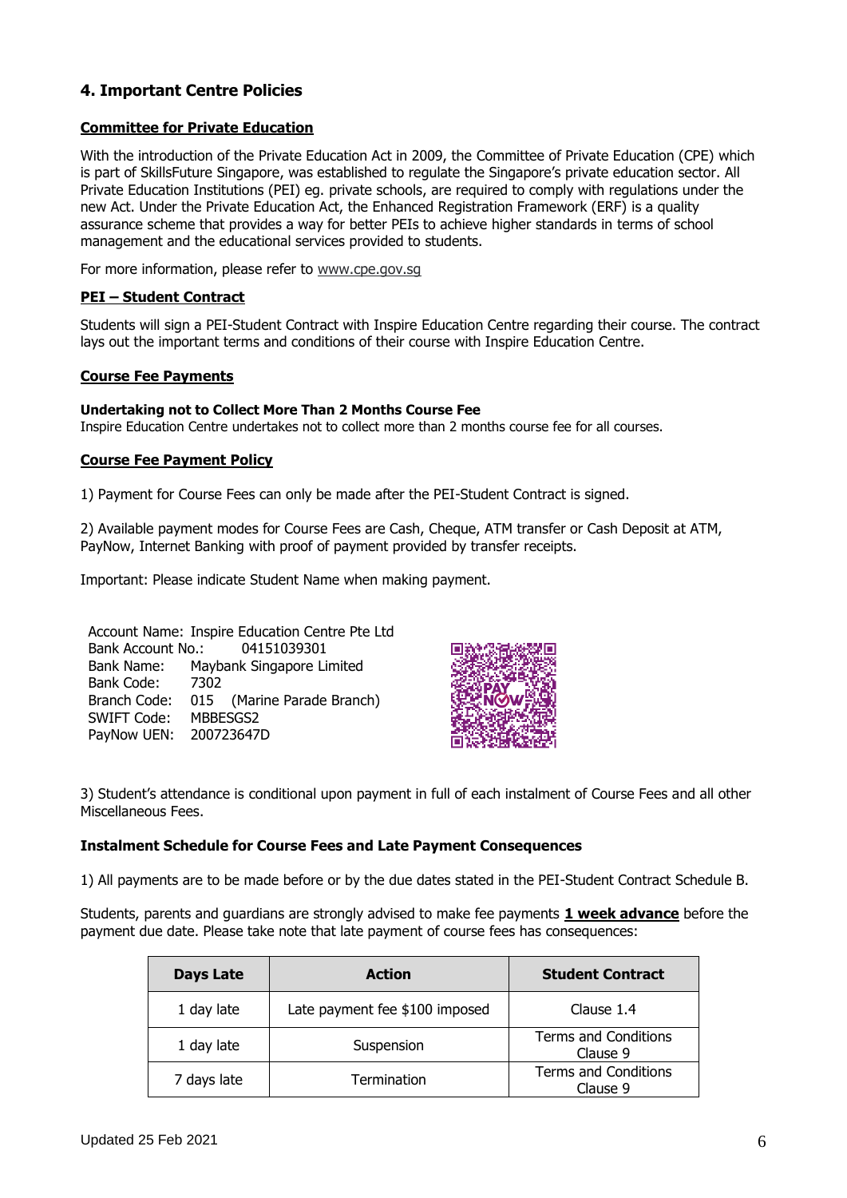## 4. Important Centre Policies

### Committee for Private Education

With the introduction of the Private Education Act in 2009, the Committee of Private Education (CPE) which is part of SkillsFuture Singapore, was established to regulate the Singapore's private education sector. All Private Education Institutions (PEI) eg. private schools, are required to comply with regulations under the new Act. Under the Private Education Act, the Enhanced Registration Framework (ERF) is a quality assurance scheme that provides a way for better PEIs to achieve higher standards in terms of school management and the educational services provided to students.

For more information, please refer to www.cpe.gov.sg

### PEI – Student Contract

Students will sign a PEI-Student Contract with Inspire Education Centre regarding their course. The contract lays out the important terms and conditions of their course with Inspire Education Centre.

### Course Fee Payments

**Undertaking not to Collect More Than 2 Months Course Fee**
Inspire Education Centre undertakes not to collect more than 2 months course fee for all courses.

### Course Fee Payment Policy

1) Payment for Course Fees can only be made after the PEI-Student Contract is signed.

2) Available payment modes for Course Fees are Cash, Cheque, ATM transfer or Cash Deposit at ATM, PayNow, Internet Banking with proof of payment provided by transfer receipts.

Important: Please indicate Student Name when making payment.

Account Name: Inspire Education Centre Pte Ltd
Bank Account No.: 04151039301
Bank Name: Maybank Singapore Limited
Bank Code: 7302
Branch Code: 015 (Marine Parade Branch)
SWIFT Code: MBBESGS2
PayNow UEN: 200723647D

3) Student's attendance is conditional upon payment in full of each instalment of Course Fees and all other Miscellaneous Fees.

**Instalment Schedule for Course Fees and Late Payment Consequences**

1) All payments are to be made before or by the due dates stated in the PEI-Student Contract Schedule B.

Students, parents and guardians are strongly advised to make fee payments **1 week advance** before the payment due date. Please take note that late payment of course fees has consequences:

| Days Late | Action | Student Contract |
|---|---|---|
| 1 day late | Late payment fee $100 imposed | Clause 1.4 |
| 1 day late | Suspension | Terms and Conditions Clause 9 |
| 7 days late | Termination | Terms and Conditions Clause 9 |

Updated 25 Feb 2021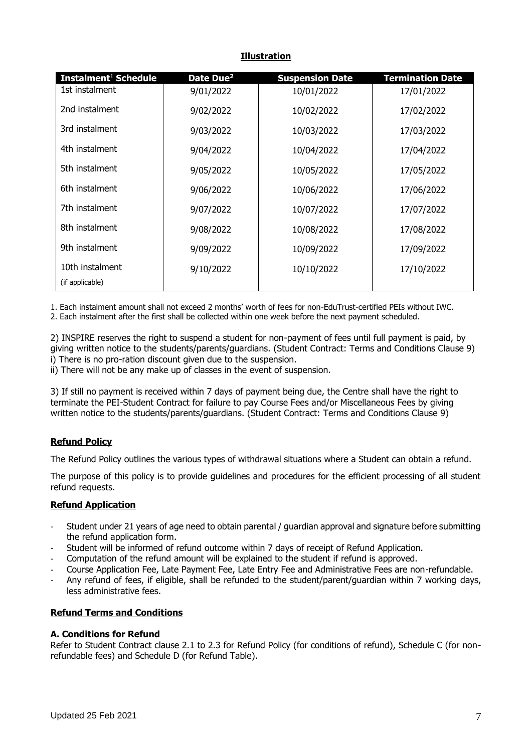**Illustration**

| Instalment[1] Schedule | Date Due[2] | Suspension Date | Termination Date |
|---|---|---|---|
| 1st instalment | 9/01/2022 | 10/01/2022 | 17/01/2022 |
| 2nd instalment | 9/02/2022 | 10/02/2022 | 17/02/2022 |
| 3rd instalment | 9/03/2022 | 10/03/2022 | 17/03/2022 |
| 4th instalment | 9/04/2022 | 10/04/2022 | 17/04/2022 |
| 5th instalment | 9/05/2022 | 10/05/2022 | 17/05/2022 |
| 6th instalment | 9/06/2022 | 10/06/2022 | 17/06/2022 |
| 7th instalment | 9/07/2022 | 10/07/2022 | 17/07/2022 |
| 8th instalment | 9/08/2022 | 10/08/2022 | 17/08/2022 |
| 9th instalment | 9/09/2022 | 10/09/2022 | 17/09/2022 |
| 10th instalment (if applicable) | 9/10/2022 | 10/10/2022 | 17/10/2022 |

1. Each instalment amount shall not exceed 2 months' worth of fees for non-EduTrust-certified PEIs without IWC.
2. Each instalment after the first shall be collected within one week before the next payment scheduled.

2) INSPIRE reserves the right to suspend a student for non-payment of fees until full payment is paid, by giving written notice to the students/parents/guardians. (Student Contract: Terms and Conditions Clause 9)
i) There is no pro-ration discount given due to the suspension.
ii) There will not be any make up of classes in the event of suspension.

3) If still no payment is received within 7 days of payment being due, the Centre shall have the right to terminate the PEI-Student Contract for failure to pay Course Fees and/or Miscellaneous Fees by giving written notice to the students/parents/guardians. (Student Contract: Terms and Conditions Clause 9)

**Refund Policy**

The Refund Policy outlines the various types of withdrawal situations where a Student can obtain a refund.

The purpose of this policy is to provide guidelines and procedures for the efficient processing of all student refund requests.

**Refund Application**

- Student under 21 years of age need to obtain parental / guardian approval and signature before submitting the refund application form.
- Student will be informed of refund outcome within 7 days of receipt of Refund Application.
- Computation of the refund amount will be explained to the student if refund is approved.
- Course Application Fee, Late Payment Fee, Late Entry Fee and Administrative Fees are non-refundable.
- Any refund of fees, if eligible, shall be refunded to the student/parent/guardian within 7 working days, less administrative fees.

**Refund Terms and Conditions**

**A. Conditions for Refund**

Refer to Student Contract clause 2.1 to 2.3 for Refund Policy (for conditions of refund), Schedule C (for non-refundable fees) and Schedule D (for Refund Table).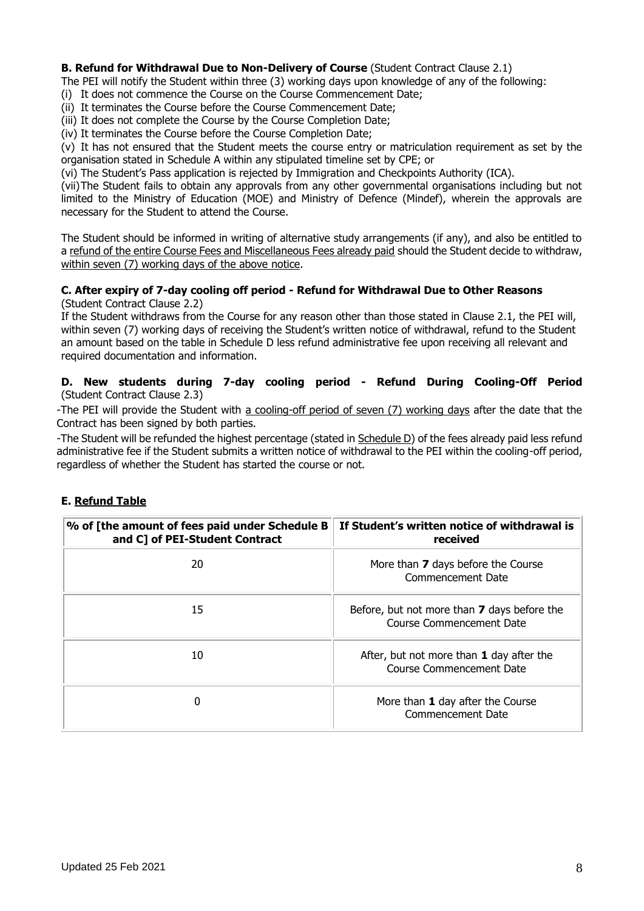**B. Refund for Withdrawal Due to Non-Delivery of Course** (Student Contract Clause 2.1)

The PEI will notify the Student within three (3) working days upon knowledge of any of the following:

(i) It does not commence the Course on the Course Commencement Date;

(ii) It terminates the Course before the Course Commencement Date;

(iii) It does not complete the Course by the Course Completion Date;

(iv) It terminates the Course before the Course Completion Date;

(v) It has not ensured that the Student meets the course entry or matriculation requirement as set by the organisation stated in Schedule A within any stipulated timeline set by CPE; or

(vi) The Student's Pass application is rejected by Immigration and Checkpoints Authority (ICA).

(vii) The Student fails to obtain any approvals from any other governmental organisations including but not limited to the Ministry of Education (MOE) and Ministry of Defence (Mindef), wherein the approvals are necessary for the Student to attend the Course.

The Student should be informed in writing of alternative study arrangements (if any), and also be entitled to a refund of the entire Course Fees and Miscellaneous Fees already paid should the Student decide to withdraw, within seven (7) working days of the above notice.

**C. After expiry of 7-day cooling off period - Refund for Withdrawal Due to Other Reasons** (Student Contract Clause 2.2)

If the Student withdraws from the Course for any reason other than those stated in Clause 2.1, the PEI will, within seven (7) working days of receiving the Student's written notice of withdrawal, refund to the Student an amount based on the table in Schedule D less refund administrative fee upon receiving all relevant and required documentation and information.

**D. New students during 7-day cooling period - Refund During Cooling-Off Period** (Student Contract Clause 2.3)

-The PEI will provide the Student with a cooling-off period of seven (7) working days after the date that the Contract has been signed by both parties.

-The Student will be refunded the highest percentage (stated in Schedule D) of the fees already paid less refund administrative fee if the Student submits a written notice of withdrawal to the PEI within the cooling-off period, regardless of whether the Student has started the course or not.

**E. Refund Table**

| % of [the amount of fees paid under Schedule B and C] of PEI-Student Contract | If Student's written notice of withdrawal is received |
|---|---|
| 20 | More than **7** days before the Course Commencement Date |
| 15 | Before, but not more than **7** days before the Course Commencement Date |
| 10 | After, but not more than **1** day after the Course Commencement Date |
| 0 | More than **1** day after the Course Commencement Date |

Updated 25 Feb 2021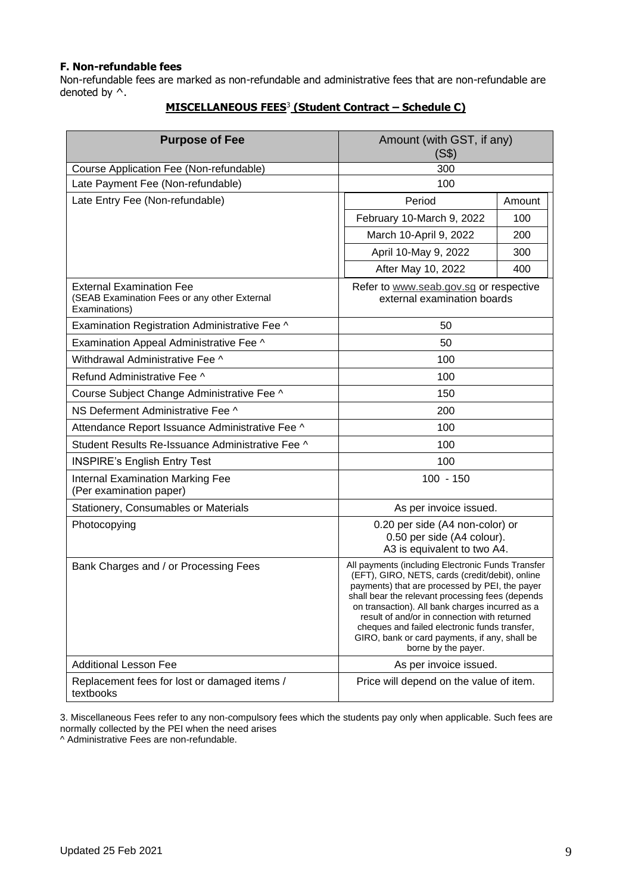### F. Non-refundable fees

Non-refundable fees are marked as non-refundable and administrative fees that are non-refundable are denoted by ^.

**MISCELLANEOUS FEES[3] (Student Contract – Schedule C)**

| Purpose of Fee | Amount (with GST, if any) (S$) | |
|---|---|---|
| Course Application Fee (Non-refundable) | 300 | |
| Late Payment Fee (Non-refundable) | 100 | |
| Late Entry Fee (Non-refundable) | Period | Amount |
| | February 10-March 9, 2022 | 100 |
| | March 10-April 9, 2022 | 200 |
| | April 10-May 9, 2022 | 300 |
| | After May 10, 2022 | 400 |
| External Examination Fee (SEAB Examination Fees or any other External Examinations) | Refer to www.seab.gov.sg or respective external examination boards | |
| Examination Registration Administrative Fee ^ | 50 | |
| Examination Appeal Administrative Fee ^ | 50 | |
| Withdrawal Administrative Fee ^ | 100 | |
| Refund Administrative Fee ^ | 100 | |
| Course Subject Change Administrative Fee ^ | 150 | |
| NS Deferment Administrative Fee ^ | 200 | |
| Attendance Report Issuance Administrative Fee ^ | 100 | |
| Student Results Re-Issuance Administrative Fee ^ | 100 | |
| INSPIRE's English Entry Test | 100 | |
| Internal Examination Marking Fee (Per examination paper) | 100 - 150 | |
| Stationery, Consumables or Materials | As per invoice issued. | |
| Photocopying | 0.20 per side (A4 non-color) or 0.50 per side (A4 colour). A3 is equivalent to two A4. | |
| Bank Charges and / or Processing Fees | All payments (including Electronic Funds Transfer (EFT), GIRO, NETS, cards (credit/debit), online payments) that are processed by PEI, the payer shall bear the relevant processing fees (depends on transaction). All bank charges incurred as a result of and/or in connection with returned cheques and failed electronic funds transfer, GIRO, bank or card payments, if any, shall be borne by the payer. | |
| Additional Lesson Fee | As per invoice issued. | |
| Replacement fees for lost or damaged items / textbooks | Price will depend on the value of item. | |

3. Miscellaneous Fees refer to any non-compulsory fees which the students pay only when applicable. Such fees are normally collected by the PEI when the need arises

^ Administrative Fees are non-refundable.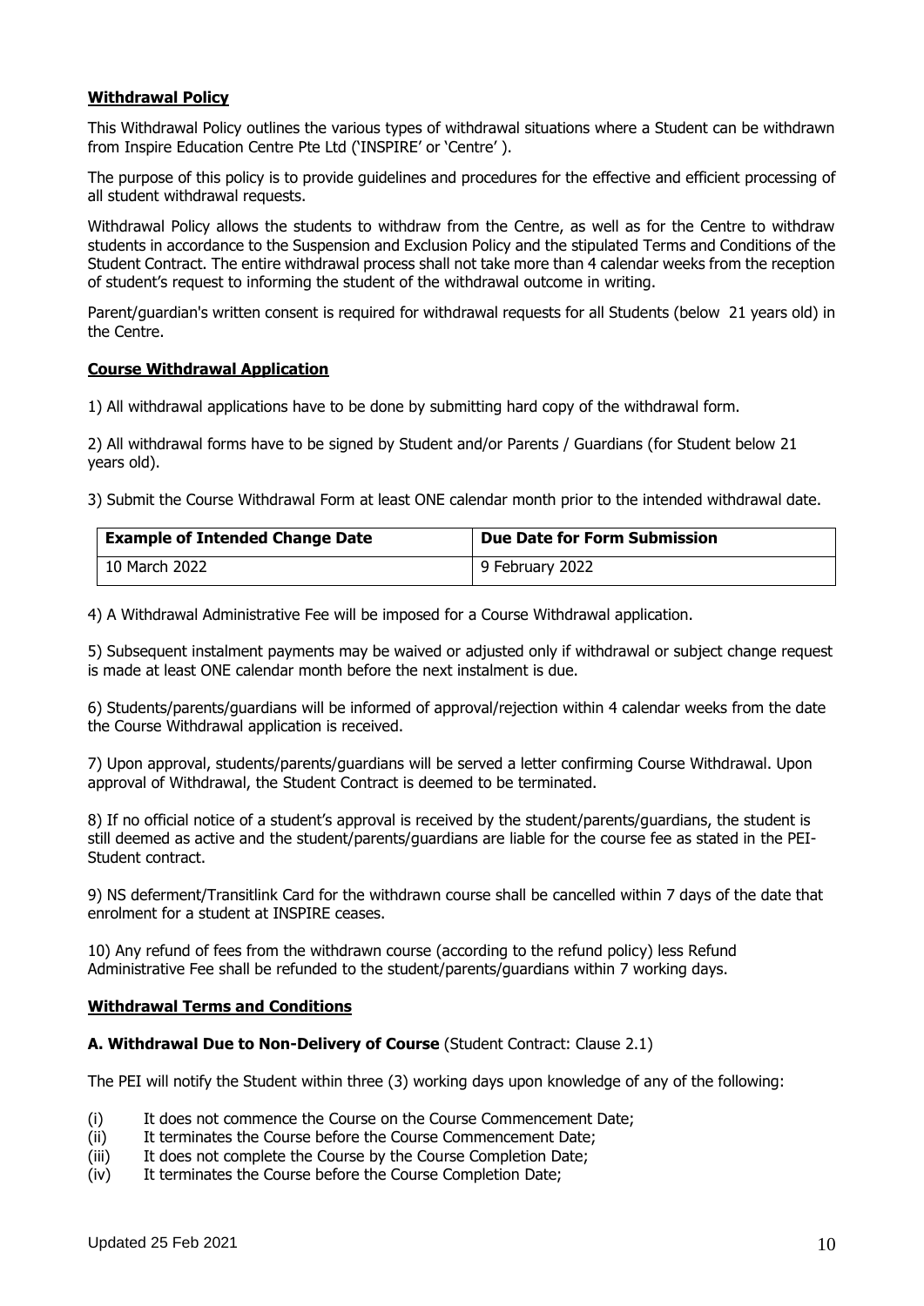**Withdrawal Policy**

This Withdrawal Policy outlines the various types of withdrawal situations where a Student can be withdrawn from Inspire Education Centre Pte Ltd ('INSPIRE' or 'Centre' ).

The purpose of this policy is to provide guidelines and procedures for the effective and efficient processing of all student withdrawal requests.

Withdrawal Policy allows the students to withdraw from the Centre, as well as for the Centre to withdraw students in accordance to the Suspension and Exclusion Policy and the stipulated Terms and Conditions of the Student Contract. The entire withdrawal process shall not take more than 4 calendar weeks from the reception of student's request to informing the student of the withdrawal outcome in writing.

Parent/guardian's written consent is required for withdrawal requests for all Students (below 21 years old) in the Centre.

**Course Withdrawal Application**

1) All withdrawal applications have to be done by submitting hard copy of the withdrawal form.

2) All withdrawal forms have to be signed by Student and/or Parents / Guardians (for Student below 21 years old).

3) Submit the Course Withdrawal Form at least ONE calendar month prior to the intended withdrawal date.

| Example of Intended Change Date | Due Date for Form Submission |
| --- | --- |
| 10 March 2022 | 9 February 2022 |

4) A Withdrawal Administrative Fee will be imposed for a Course Withdrawal application.

5) Subsequent instalment payments may be waived or adjusted only if withdrawal or subject change request is made at least ONE calendar month before the next instalment is due.

6) Students/parents/guardians will be informed of approval/rejection within 4 calendar weeks from the date the Course Withdrawal application is received.

7) Upon approval, students/parents/guardians will be served a letter confirming Course Withdrawal. Upon approval of Withdrawal, the Student Contract is deemed to be terminated.

8) If no official notice of a student's approval is received by the student/parents/guardians, the student is still deemed as active and the student/parents/guardians are liable for the course fee as stated in the PEI-Student contract.

9) NS deferment/Transitlink Card for the withdrawn course shall be cancelled within 7 days of the date that enrolment for a student at INSPIRE ceases.

10) Any refund of fees from the withdrawn course (according to the refund policy) less Refund Administrative Fee shall be refunded to the student/parents/guardians within 7 working days.

**Withdrawal Terms and Conditions**

**A. Withdrawal Due to Non-Delivery of Course** (Student Contract: Clause 2.1)

The PEI will notify the Student within three (3) working days upon knowledge of any of the following:

(i) It does not commence the Course on the Course Commencement Date;
(ii) It terminates the Course before the Course Commencement Date;
(iii) It does not complete the Course by the Course Completion Date;
(iv) It terminates the Course before the Course Completion Date;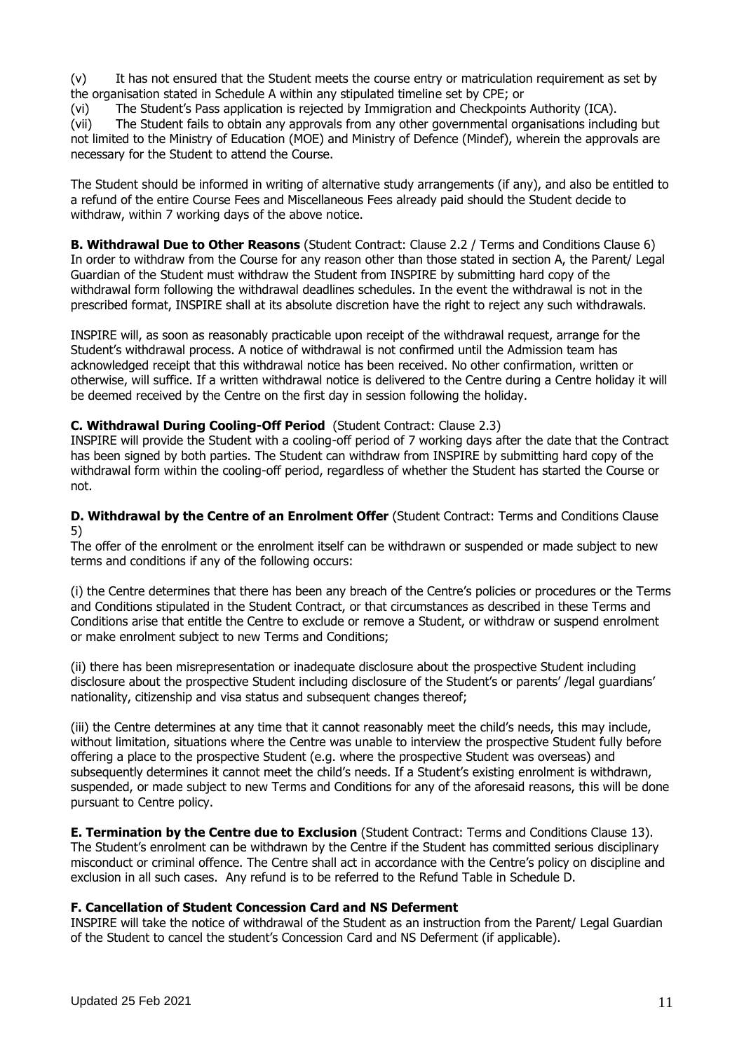(v) It has not ensured that the Student meets the course entry or matriculation requirement as set by the organisation stated in Schedule A within any stipulated timeline set by CPE; or

(vi) The Student's Pass application is rejected by Immigration and Checkpoints Authority (ICA).

(vii) The Student fails to obtain any approvals from any other governmental organisations including but not limited to the Ministry of Education (MOE) and Ministry of Defence (Mindef), wherein the approvals are necessary for the Student to attend the Course.

The Student should be informed in writing of alternative study arrangements (if any), and also be entitled to a refund of the entire Course Fees and Miscellaneous Fees already paid should the Student decide to withdraw, within 7 working days of the above notice.

**B. Withdrawal Due to Other Reasons** (Student Contract: Clause 2.2 / Terms and Conditions Clause 6)
In order to withdraw from the Course for any reason other than those stated in section A, the Parent/ Legal Guardian of the Student must withdraw the Student from INSPIRE by submitting hard copy of the withdrawal form following the withdrawal deadlines schedules. In the event the withdrawal is not in the prescribed format, INSPIRE shall at its absolute discretion have the right to reject any such withdrawals.

INSPIRE will, as soon as reasonably practicable upon receipt of the withdrawal request, arrange for the Student's withdrawal process. A notice of withdrawal is not confirmed until the Admission team has acknowledged receipt that this withdrawal notice has been received. No other confirmation, written or otherwise, will suffice. If a written withdrawal notice is delivered to the Centre during a Centre holiday it will be deemed received by the Centre on the first day in session following the holiday.

**C. Withdrawal During Cooling-Off Period** (Student Contract: Clause 2.3)
INSPIRE will provide the Student with a cooling-off period of 7 working days after the date that the Contract has been signed by both parties. The Student can withdraw from INSPIRE by submitting hard copy of the withdrawal form within the cooling-off period, regardless of whether the Student has started the Course or not.

**D. Withdrawal by the Centre of an Enrolment Offer** (Student Contract: Terms and Conditions Clause 5)
The offer of the enrolment or the enrolment itself can be withdrawn or suspended or made subject to new terms and conditions if any of the following occurs:

(i) the Centre determines that there has been any breach of the Centre's policies or procedures or the Terms and Conditions stipulated in the Student Contract, or that circumstances as described in these Terms and Conditions arise that entitle the Centre to exclude or remove a Student, or withdraw or suspend enrolment or make enrolment subject to new Terms and Conditions;

(ii) there has been misrepresentation or inadequate disclosure about the prospective Student including disclosure about the prospective Student including disclosure of the Student's or parents' /legal guardians' nationality, citizenship and visa status and subsequent changes thereof;

(iii) the Centre determines at any time that it cannot reasonably meet the child's needs, this may include, without limitation, situations where the Centre was unable to interview the prospective Student fully before offering a place to the prospective Student (e.g. where the prospective Student was overseas) and subsequently determines it cannot meet the child's needs. If a Student's existing enrolment is withdrawn, suspended, or made subject to new Terms and Conditions for any of the aforesaid reasons, this will be done pursuant to Centre policy.

**E. Termination by the Centre due to Exclusion** (Student Contract: Terms and Conditions Clause 13).
The Student's enrolment can be withdrawn by the Centre if the Student has committed serious disciplinary misconduct or criminal offence. The Centre shall act in accordance with the Centre's policy on discipline and exclusion in all such cases. Any refund is to be referred to the Refund Table in Schedule D.

**F. Cancellation of Student Concession Card and NS Deferment**
INSPIRE will take the notice of withdrawal of the Student as an instruction from the Parent/ Legal Guardian of the Student to cancel the student's Concession Card and NS Deferment (if applicable).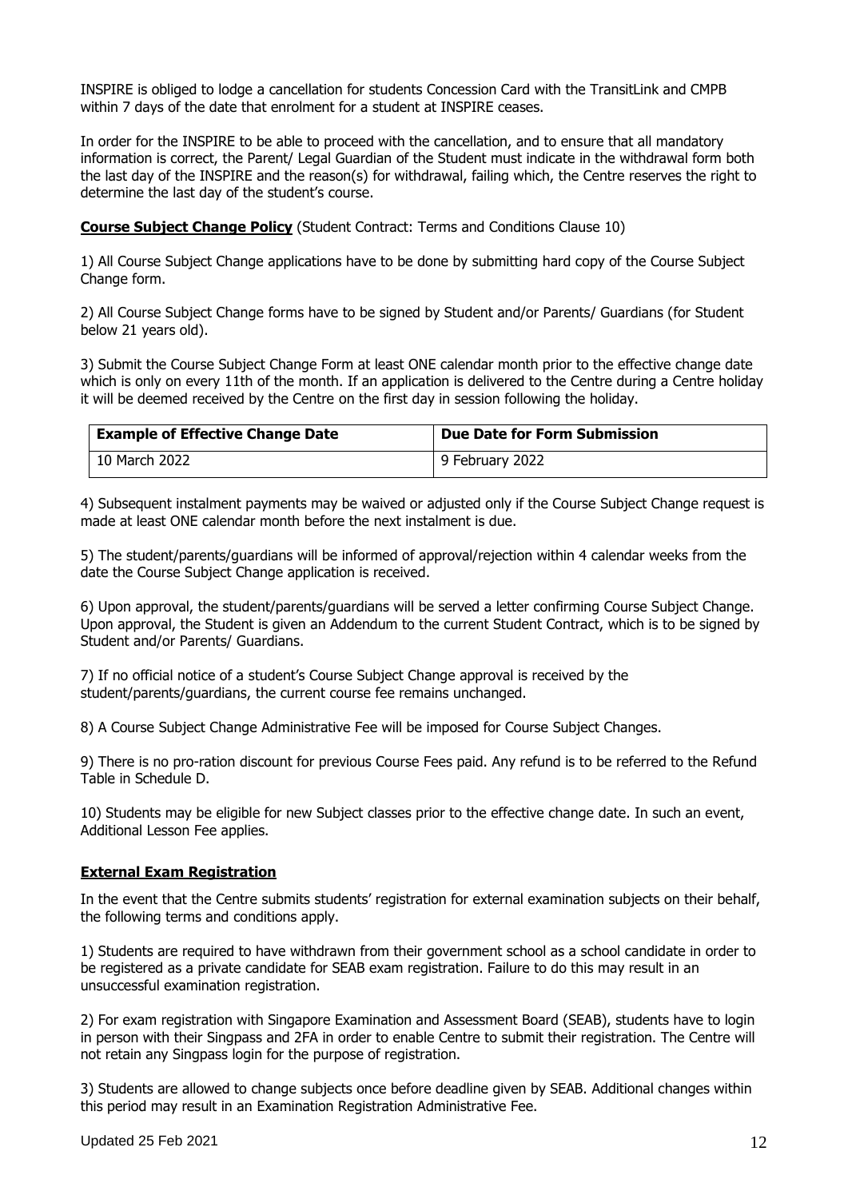INSPIRE is obliged to lodge a cancellation for students Concession Card with the TransitLink and CMPB within 7 days of the date that enrolment for a student at INSPIRE ceases.

In order for the INSPIRE to be able to proceed with the cancellation, and to ensure that all mandatory information is correct, the Parent/ Legal Guardian of the Student must indicate in the withdrawal form both the last day of the INSPIRE and the reason(s) for withdrawal, failing which, the Centre reserves the right to determine the last day of the student's course.

**Course Subject Change Policy** (Student Contract: Terms and Conditions Clause 10)

1) All Course Subject Change applications have to be done by submitting hard copy of the Course Subject Change form.

2) All Course Subject Change forms have to be signed by Student and/or Parents/ Guardians (for Student below 21 years old).

3) Submit the Course Subject Change Form at least ONE calendar month prior to the effective change date which is only on every 11th of the month. If an application is delivered to the Centre during a Centre holiday it will be deemed received by the Centre on the first day in session following the holiday.

| Example of Effective Change Date | Due Date for Form Submission |
|---|---|
| 10 March 2022 | 9 February 2022 |

4) Subsequent instalment payments may be waived or adjusted only if the Course Subject Change request is made at least ONE calendar month before the next instalment is due.

5) The student/parents/guardians will be informed of approval/rejection within 4 calendar weeks from the date the Course Subject Change application is received.

6) Upon approval, the student/parents/guardians will be served a letter confirming Course Subject Change. Upon approval, the Student is given an Addendum to the current Student Contract, which is to be signed by Student and/or Parents/ Guardians.

7) If no official notice of a student's Course Subject Change approval is received by the student/parents/guardians, the current course fee remains unchanged.

8) A Course Subject Change Administrative Fee will be imposed for Course Subject Changes.

9) There is no pro-ration discount for previous Course Fees paid. Any refund is to be referred to the Refund Table in Schedule D.

10) Students may be eligible for new Subject classes prior to the effective change date. In such an event, Additional Lesson Fee applies.

**External Exam Registration**

In the event that the Centre submits students' registration for external examination subjects on their behalf, the following terms and conditions apply.

1) Students are required to have withdrawn from their government school as a school candidate in order to be registered as a private candidate for SEAB exam registration. Failure to do this may result in an unsuccessful examination registration.

2) For exam registration with Singapore Examination and Assessment Board (SEAB), students have to login in person with their Singpass and 2FA in order to enable Centre to submit their registration. The Centre will not retain any Singpass login for the purpose of registration.

3) Students are allowed to change subjects once before deadline given by SEAB. Additional changes within this period may result in an Examination Registration Administrative Fee.

Updated 25 Feb 2021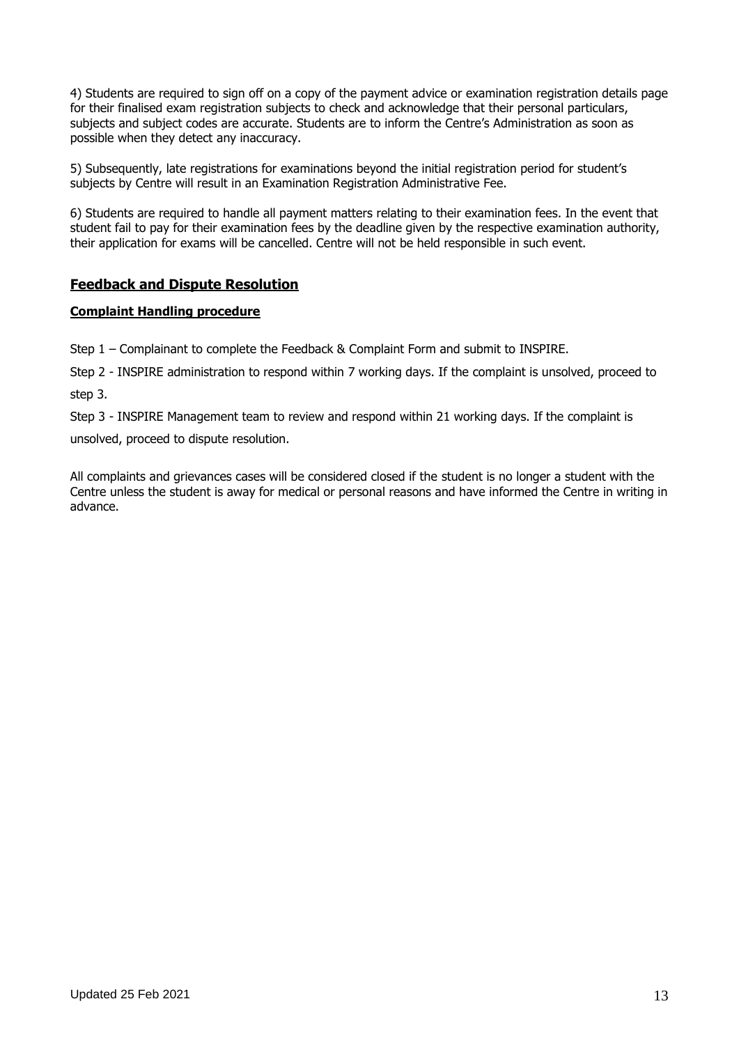4) Students are required to sign off on a copy of the payment advice or examination registration details page for their finalised exam registration subjects to check and acknowledge that their personal particulars, subjects and subject codes are accurate. Students are to inform the Centre's Administration as soon as possible when they detect any inaccuracy.

5) Subsequently, late registrations for examinations beyond the initial registration period for student's subjects by Centre will result in an Examination Registration Administrative Fee.

6) Students are required to handle all payment matters relating to their examination fees. In the event that student fail to pay for their examination fees by the deadline given by the respective examination authority, their application for exams will be cancelled. Centre will not be held responsible in such event.

## Feedback and Dispute Resolution

### Complaint Handling procedure

Step 1 – Complainant to complete the Feedback & Complaint Form and submit to INSPIRE.

Step 2 - INSPIRE administration to respond within 7 working days. If the complaint is unsolved, proceed to step 3.

Step 3 - INSPIRE Management team to review and respond within 21 working days. If the complaint is unsolved, proceed to dispute resolution.

All complaints and grievances cases will be considered closed if the student is no longer a student with the Centre unless the student is away for medical or personal reasons and have informed the Centre in writing in advance.

Updated 25 Feb 2021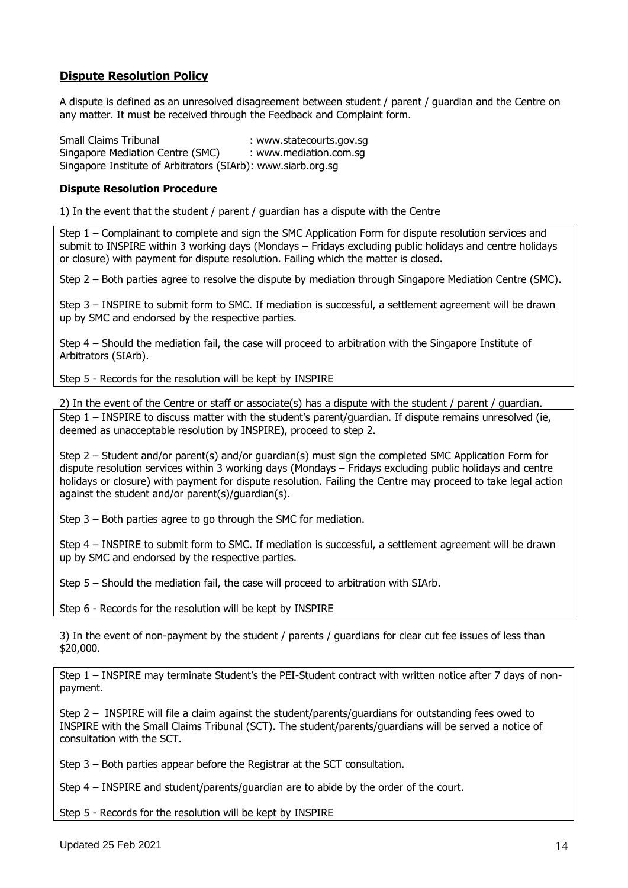## Dispute Resolution Policy

A dispute is defined as an unresolved disagreement between student / parent / guardian and the Centre on any matter. It must be received through the Feedback and Complaint form.

Small Claims Tribunal : www.statecourts.gov.sg
Singapore Mediation Centre (SMC) : www.mediation.com.sg
Singapore Institute of Arbitrators (SIArb): www.siarb.org.sg

### Dispute Resolution Procedure

1) In the event that the student / parent / guardian has a dispute with the Centre

Step 1 – Complainant to complete and sign the SMC Application Form for dispute resolution services and submit to INSPIRE within 3 working days (Mondays – Fridays excluding public holidays and centre holidays or closure) with payment for dispute resolution. Failing which the matter is closed.

Step 2 – Both parties agree to resolve the dispute by mediation through Singapore Mediation Centre (SMC).

Step 3 – INSPIRE to submit form to SMC. If mediation is successful, a settlement agreement will be drawn up by SMC and endorsed by the respective parties.

Step 4 – Should the mediation fail, the case will proceed to arbitration with the Singapore Institute of Arbitrators (SIArb).

Step 5 - Records for the resolution will be kept by INSPIRE

2) In the event of the Centre or staff or associate(s) has a dispute with the student / parent / guardian.

Step 1 – INSPIRE to discuss matter with the student's parent/guardian. If dispute remains unresolved (ie, deemed as unacceptable resolution by INSPIRE), proceed to step 2.

Step 2 – Student and/or parent(s) and/or guardian(s) must sign the completed SMC Application Form for dispute resolution services within 3 working days (Mondays – Fridays excluding public holidays and centre holidays or closure) with payment for dispute resolution. Failing the Centre may proceed to take legal action against the student and/or parent(s)/guardian(s).

Step 3 – Both parties agree to go through the SMC for mediation.

Step 4 – INSPIRE to submit form to SMC. If mediation is successful, a settlement agreement will be drawn up by SMC and endorsed by the respective parties.

Step 5 – Should the mediation fail, the case will proceed to arbitration with SIArb.

Step 6 - Records for the resolution will be kept by INSPIRE

3) In the event of non-payment by the student / parents / guardians for clear cut fee issues of less than $20,000.

Step 1 – INSPIRE may terminate Student's the PEI-Student contract with written notice after 7 days of non-payment.

Step 2 – INSPIRE will file a claim against the student/parents/guardians for outstanding fees owed to INSPIRE with the Small Claims Tribunal (SCT). The student/parents/guardians will be served a notice of consultation with the SCT.

Step 3 – Both parties appear before the Registrar at the SCT consultation.

Step 4 – INSPIRE and student/parents/guardian are to abide by the order of the court.

Step 5 - Records for the resolution will be kept by INSPIRE

Updated 25 Feb 2021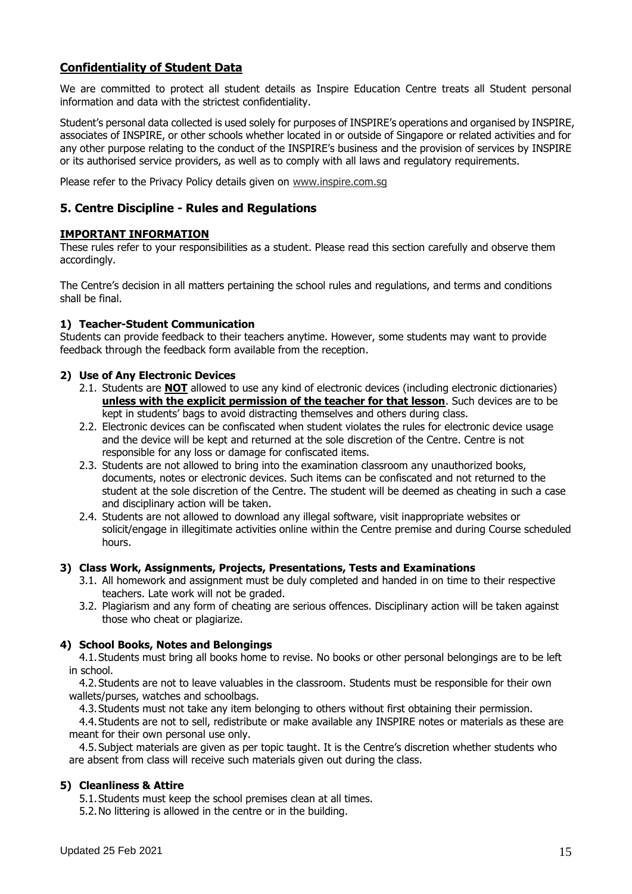## Confidentiality of Student Data

We are committed to protect all student details as Inspire Education Centre treats all Student personal information and data with the strictest confidentiality.

Student's personal data collected is used solely for purposes of INSPIRE's operations and organised by INSPIRE, associates of INSPIRE, or other schools whether located in or outside of Singapore or related activities and for any other purpose relating to the conduct of the INSPIRE's business and the provision of services by INSPIRE or its authorised service providers, as well as to comply with all laws and regulatory requirements.

Please refer to the Privacy Policy details given on www.inspire.com.sg

## 5. Centre Discipline - Rules and Regulations

**IMPORTANT INFORMATION**

These rules refer to your responsibilities as a student. Please read this section carefully and observe them accordingly.

The Centre's decision in all matters pertaining the school rules and regulations, and terms and conditions shall be final.

### 1) Teacher-Student Communication

Students can provide feedback to their teachers anytime. However, some students may want to provide feedback through the feedback form available from the reception.

### 2) Use of Any Electronic Devices

2.1. Students are **NOT** allowed to use any kind of electronic devices (including electronic dictionaries) **unless with the explicit permission of the teacher for that lesson**. Such devices are to be kept in students' bags to avoid distracting themselves and others during class.

2.2. Electronic devices can be confiscated when student violates the rules for electronic device usage and the device will be kept and returned at the sole discretion of the Centre. Centre is not responsible for any loss or damage for confiscated items.

2.3. Students are not allowed to bring into the examination classroom any unauthorized books, documents, notes or electronic devices. Such items can be confiscated and not returned to the student at the sole discretion of the Centre. The student will be deemed as cheating in such a case and disciplinary action will be taken.

2.4. Students are not allowed to download any illegal software, visit inappropriate websites or solicit/engage in illegitimate activities online within the Centre premise and during Course scheduled hours.

### 3) Class Work, Assignments, Projects, Presentations, Tests and Examinations

3.1. All homework and assignment must be duly completed and handed in on time to their respective teachers. Late work will not be graded.

3.2. Plagiarism and any form of cheating are serious offences. Disciplinary action will be taken against those who cheat or plagiarize.

### 4) School Books, Notes and Belongings

4.1. Students must bring all books home to revise. No books or other personal belongings are to be left in school.

4.2. Students are not to leave valuables in the classroom. Students must be responsible for their own wallets/purses, watches and schoolbags.

4.3. Students must not take any item belonging to others without first obtaining their permission.

4.4. Students are not to sell, redistribute or make available any INSPIRE notes or materials as these are meant for their own personal use only.

4.5. Subject materials are given as per topic taught. It is the Centre's discretion whether students who are absent from class will receive such materials given out during the class.

### 5) Cleanliness & Attire

5.1. Students must keep the school premises clean at all times.

5.2. No littering is allowed in the centre or in the building.

Updated 25 Feb 2021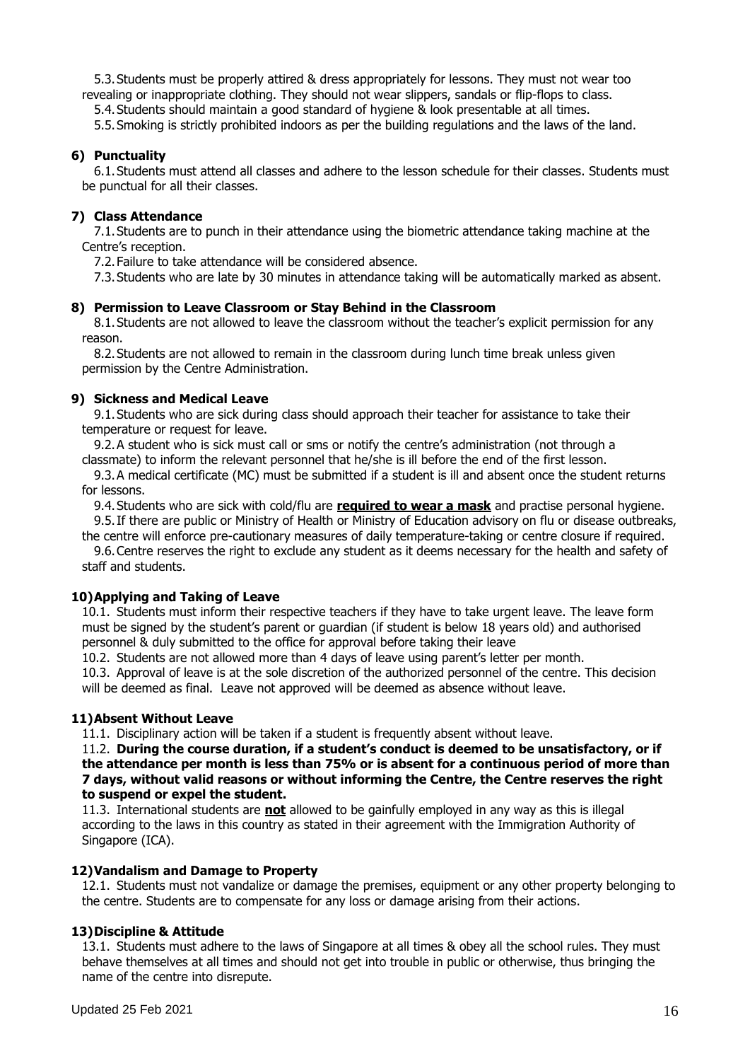5.3. Students must be properly attired & dress appropriately for lessons. They must not wear too revealing or inappropriate clothing. They should not wear slippers, sandals or flip-flops to class.

5.4. Students should maintain a good standard of hygiene & look presentable at all times.

5.5. Smoking is strictly prohibited indoors as per the building regulations and the laws of the land.

### 6) Punctuality

6.1. Students must attend all classes and adhere to the lesson schedule for their classes. Students must be punctual for all their classes.

### 7) Class Attendance

7.1. Students are to punch in their attendance using the biometric attendance taking machine at the Centre's reception.

7.2. Failure to take attendance will be considered absence.

7.3. Students who are late by 30 minutes in attendance taking will be automatically marked as absent.

### 8) Permission to Leave Classroom or Stay Behind in the Classroom

8.1. Students are not allowed to leave the classroom without the teacher's explicit permission for any reason.

8.2. Students are not allowed to remain in the classroom during lunch time break unless given permission by the Centre Administration.

### 9) Sickness and Medical Leave

9.1. Students who are sick during class should approach their teacher for assistance to take their temperature or request for leave.

9.2. A student who is sick must call or sms or notify the centre's administration (not through a classmate) to inform the relevant personnel that he/she is ill before the end of the first lesson.

9.3. A medical certificate (MC) must be submitted if a student is ill and absent once the student returns for lessons.

9.4. Students who are sick with cold/flu are **required to wear a mask** and practise personal hygiene.

9.5. If there are public or Ministry of Health or Ministry of Education advisory on flu or disease outbreaks, the centre will enforce pre-cautionary measures of daily temperature-taking or centre closure if required.

9.6. Centre reserves the right to exclude any student as it deems necessary for the health and safety of staff and students.

### 10) Applying and Taking of Leave

10.1. Students must inform their respective teachers if they have to take urgent leave. The leave form must be signed by the student's parent or guardian (if student is below 18 years old) and authorised personnel & duly submitted to the office for approval before taking their leave

10.2. Students are not allowed more than 4 days of leave using parent's letter per month.

10.3. Approval of leave is at the sole discretion of the authorized personnel of the centre. This decision will be deemed as final. Leave not approved will be deemed as absence without leave.

### 11) Absent Without Leave

11.1. Disciplinary action will be taken if a student is frequently absent without leave.

11.2. **During the course duration, if a student's conduct is deemed to be unsatisfactory, or if the attendance per month is less than 75% or is absent for a continuous period of more than 7 days, without valid reasons or without informing the Centre, the Centre reserves the right to suspend or expel the student.**

11.3. International students are **not** allowed to be gainfully employed in any way as this is illegal according to the laws in this country as stated in their agreement with the Immigration Authority of Singapore (ICA).

### 12) Vandalism and Damage to Property

12.1. Students must not vandalize or damage the premises, equipment or any other property belonging to the centre. Students are to compensate for any loss or damage arising from their actions.

### 13) Discipline & Attitude

13.1. Students must adhere to the laws of Singapore at all times & obey all the school rules. They must behave themselves at all times and should not get into trouble in public or otherwise, thus bringing the name of the centre into disrepute.

Updated 25 Feb 2021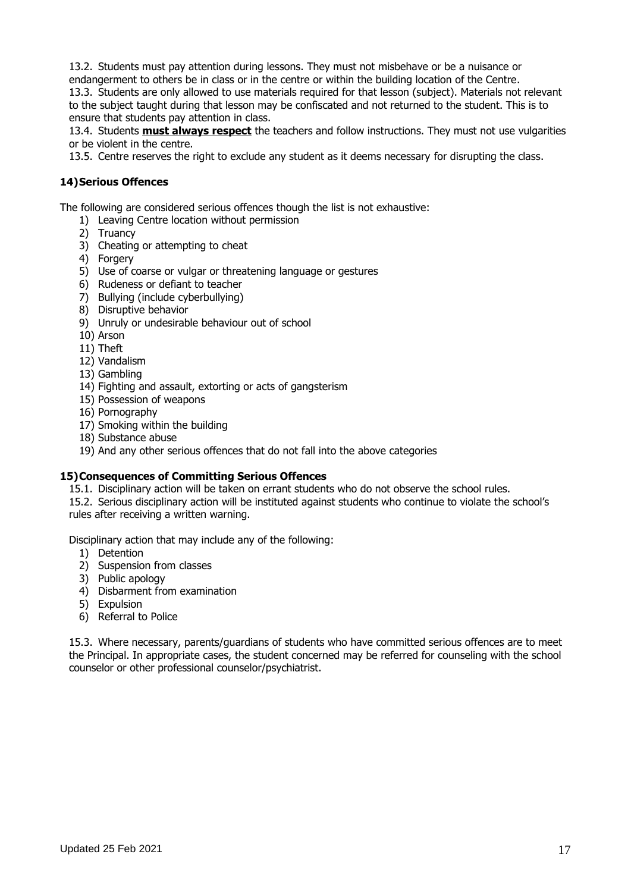13.2. Students must pay attention during lessons. They must not misbehave or be a nuisance or endangerment to others be in class or in the centre or within the building location of the Centre.

13.3. Students are only allowed to use materials required for that lesson (subject). Materials not relevant to the subject taught during that lesson may be confiscated and not returned to the student. This is to ensure that students pay attention in class.

13.4. Students **must always respect** the teachers and follow instructions. They must not use vulgarities or be violent in the centre.

13.5. Centre reserves the right to exclude any student as it deems necessary for disrupting the class.

### 14) Serious Offences

The following are considered serious offences though the list is not exhaustive:

1) Leaving Centre location without permission
2) Truancy
3) Cheating or attempting to cheat
4) Forgery
5) Use of coarse or vulgar or threatening language or gestures
6) Rudeness or defiant to teacher
7) Bullying (include cyberbullying)
8) Disruptive behavior
9) Unruly or undesirable behaviour out of school
10) Arson
11) Theft
12) Vandalism
13) Gambling
14) Fighting and assault, extorting or acts of gangsterism
15) Possession of weapons
16) Pornography
17) Smoking within the building
18) Substance abuse
19) And any other serious offences that do not fall into the above categories

### 15) Consequences of Committing Serious Offences

15.1. Disciplinary action will be taken on errant students who do not observe the school rules.

15.2. Serious disciplinary action will be instituted against students who continue to violate the school's rules after receiving a written warning.

Disciplinary action that may include any of the following:

1) Detention
2) Suspension from classes
3) Public apology
4) Disbarment from examination
5) Expulsion
6) Referral to Police

15.3. Where necessary, parents/guardians of students who have committed serious offences are to meet the Principal. In appropriate cases, the student concerned may be referred for counseling with the school counselor or other professional counselor/psychiatrist.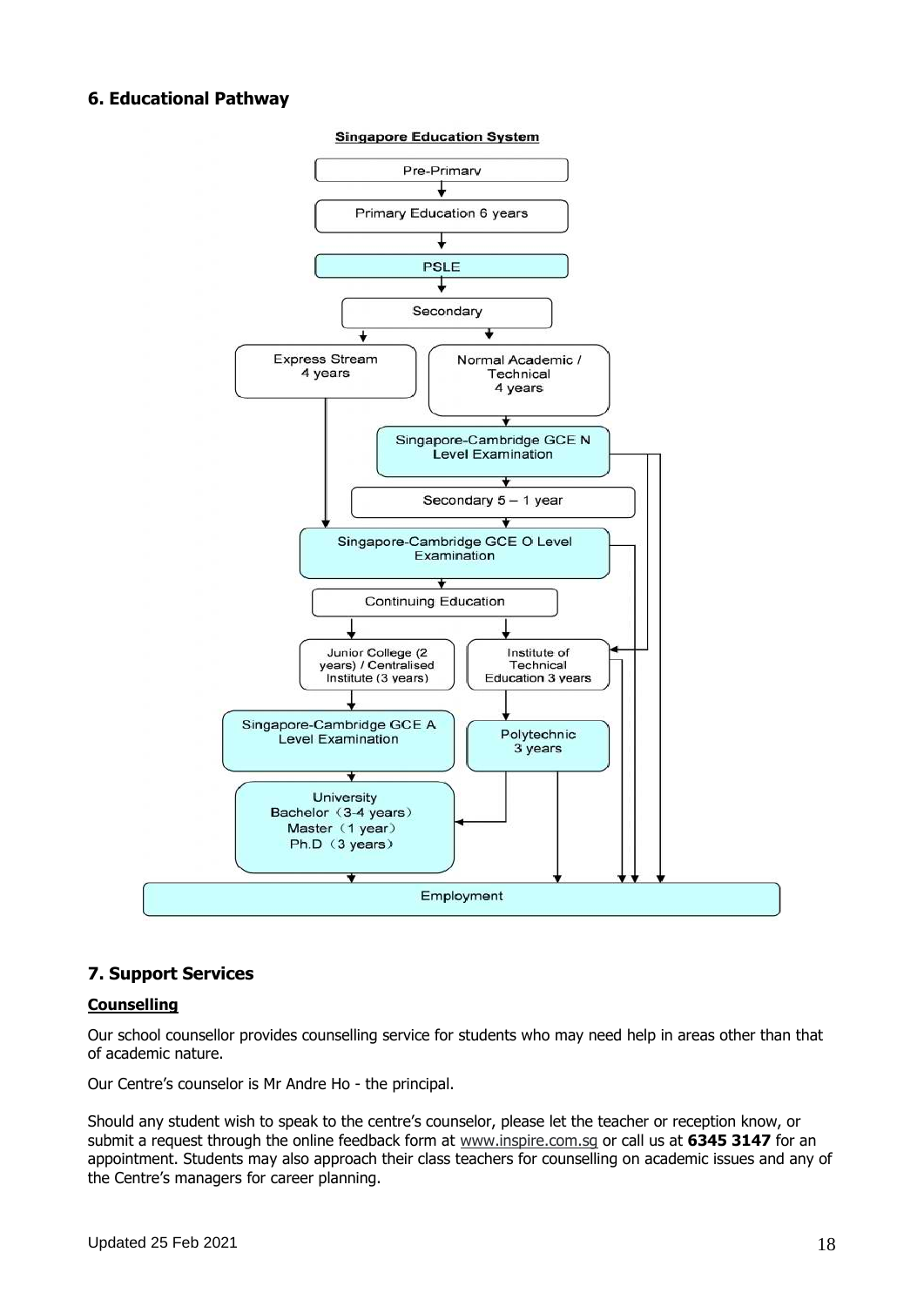## 6. Educational Pathway

**Singapore Education System**

Pre-Primary

Primary Education 6 years

PSLE

Secondary

Express Stream 4 years

Normal Academic / Technical 4 years

Singapore-Cambridge GCE N Level Examination

Secondary 5 – 1 year

Singapore-Cambridge GCE O Level Examination

Continuing Education

Junior College (2 years) / Centralised Institute (3 years)

Institute of Technical Education 3 years

Singapore-Cambridge GCE A Level Examination

Polytechnic 3 years

University
Bachelor（3-4 years）
Master（1 year）
Ph.D（3 years）

Employment

## 7. Support Services

**Counselling**

Our school counsellor provides counselling service for students who may need help in areas other than that of academic nature.

Our Centre's counselor is Mr Andre Ho - the principal.

Should any student wish to speak to the centre's counselor, please let the teacher or reception know, or submit a request through the online feedback form at www.inspire.com.sg or call us at **6345 3147** for an appointment. Students may also approach their class teachers for counselling on academic issues and any of the Centre's managers for career planning.

Updated 25 Feb 2021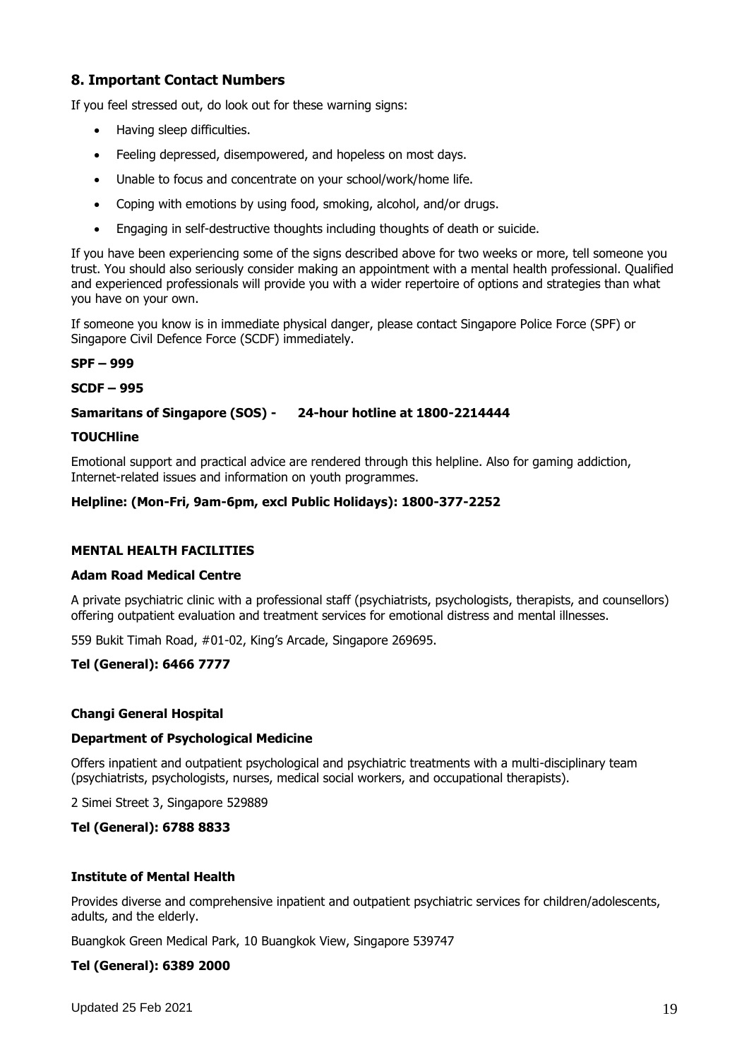## 8. Important Contact Numbers

If you feel stressed out, do look out for these warning signs:

- Having sleep difficulties.
- Feeling depressed, disempowered, and hopeless on most days.
- Unable to focus and concentrate on your school/work/home life.
- Coping with emotions by using food, smoking, alcohol, and/or drugs.
- Engaging in self-destructive thoughts including thoughts of death or suicide.

If you have been experiencing some of the signs described above for two weeks or more, tell someone you trust. You should also seriously consider making an appointment with a mental health professional. Qualified and experienced professionals will provide you with a wider repertoire of options and strategies than what you have on your own.

If someone you know is in immediate physical danger, please contact Singapore Police Force (SPF) or Singapore Civil Defence Force (SCDF) immediately.

**SPF – 999**

**SCDF – 995**

**Samaritans of Singapore (SOS) - 24-hour hotline at 1800-2214444**

**TOUCHline**

Emotional support and practical advice are rendered through this helpline. Also for gaming addiction, Internet-related issues and information on youth programmes.

**Helpline: (Mon-Fri, 9am-6pm, excl Public Holidays): 1800-377-2252**

**MENTAL HEALTH FACILITIES**

**Adam Road Medical Centre**

A private psychiatric clinic with a professional staff (psychiatrists, psychologists, therapists, and counsellors) offering outpatient evaluation and treatment services for emotional distress and mental illnesses.

559 Bukit Timah Road, #01-02, King's Arcade, Singapore 269695.

**Tel (General): 6466 7777**

**Changi General Hospital**

**Department of Psychological Medicine**

Offers inpatient and outpatient psychological and psychiatric treatments with a multi-disciplinary team (psychiatrists, psychologists, nurses, medical social workers, and occupational therapists).

2 Simei Street 3, Singapore 529889

**Tel (General): 6788 8833**

**Institute of Mental Health**

Provides diverse and comprehensive inpatient and outpatient psychiatric services for children/adolescents, adults, and the elderly.

Buangkok Green Medical Park, 10 Buangkok View, Singapore 539747

**Tel (General): 6389 2000**

Updated 25 Feb 2021